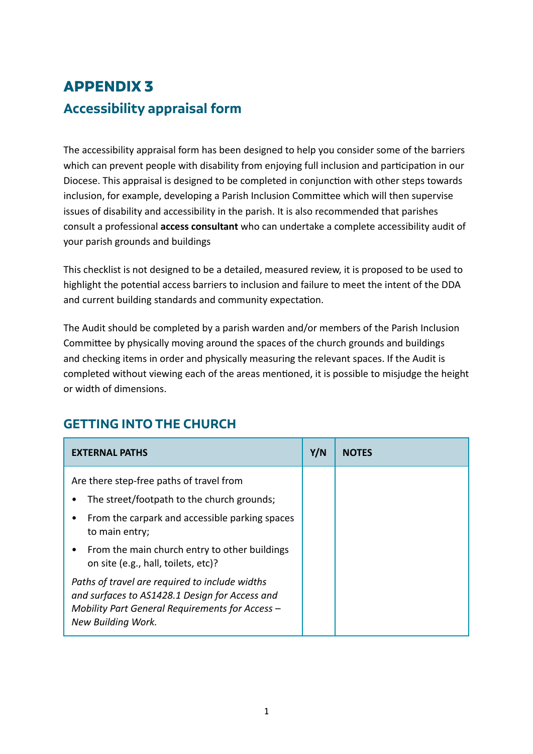# APPENDIX 3

## Accessibility appraisal form

The accessibility appraisal form has been designed to help you consider some of the barriers which can prevent people with disability from enjoying full inclusion and participation in our Diocese. This appraisal is designed to be completed in conjunction with other steps towards inclusion, for example, developing a Parish Inclusion Committee which will then supervise issues of disability and accessibility in the parish. It is also recommended that parishes consult a professional **access consultant** who can undertake a complete accessibility audit of your parish grounds and buildings

This checklist is not designed to be a detailed, measured review, it is proposed to be used to highlight the potential access barriers to inclusion and failure to meet the intent of the DDA and current building standards and community expectation.

The Audit should be completed by a parish warden and/or members of the Parish Inclusion Committee by physically moving around the spaces of the church grounds and buildings and checking items in order and physically measuring the relevant spaces. If the Audit is completed without viewing each of the areas mentioned, it is possible to misjudge the height or width of dimensions.

## GETTING INTO THE CHURCH

| EXTERNAL PATHS | Y/N | NOTES |
|---|---|---|
| Are there step-free paths of travel from<br>• The street/footpath to the church grounds;<br>• From the carpark and accessible parking spaces to main entry;<br>• From the main church entry to other buildings on site (e.g., hall, toilets, etc)?<br>*Paths of travel are required to include widths and surfaces to AS1428.1 Design for Access and Mobility Part General Requirements for Access – New Building Work.* | | |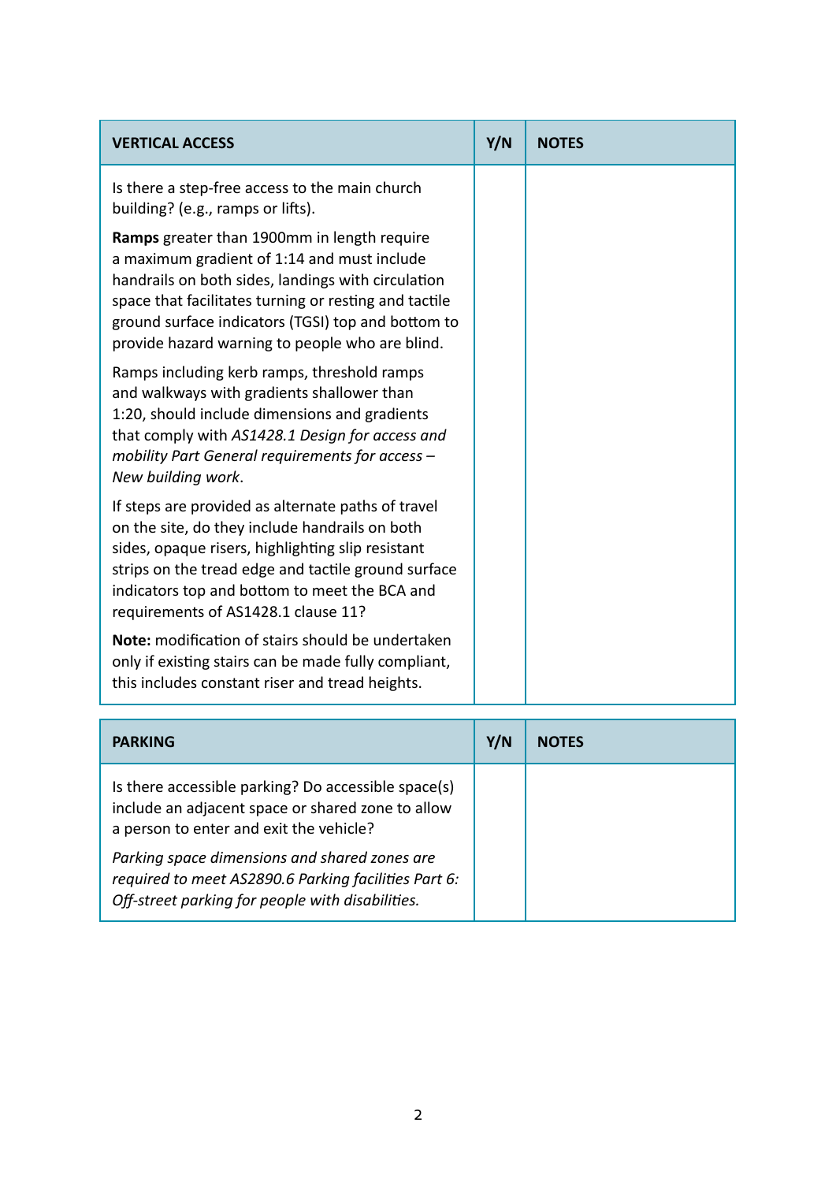| VERTICAL ACCESS | Y/N | NOTES |
|---|---|---|
| Is there a step-free access to the main church building? (e.g., ramps or lifts).<br><br>**Ramps** greater than 1900mm in length require a maximum gradient of 1:14 and must include handrails on both sides, landings with circulation space that facilitates turning or resting and tactile ground surface indicators (TGSI) top and bottom to provide hazard warning to people who are blind.<br><br>Ramps including kerb ramps, threshold ramps and walkways with gradients shallower than 1:20, should include dimensions and gradients that comply with *AS1428.1 Design for access and mobility Part General requirements for access – New building work*.<br><br>If steps are provided as alternate paths of travel on the site, do they include handrails on both sides, opaque risers, highlighting slip resistant strips on the tread edge and tactile ground surface indicators top and bottom to meet the BCA and requirements of AS1428.1 clause 11?<br><br>**Note:** modification of stairs should be undertaken only if existing stairs can be made fully compliant, this includes constant riser and tread heights. | | |

| PARKING | Y/N | NOTES |
|---|---|---|
| Is there accessible parking? Do accessible space(s) include an adjacent space or shared zone to allow a person to enter and exit the vehicle?<br><br>*Parking space dimensions and shared zones are required to meet AS2890.6 Parking facilities Part 6: Off-street parking for people with disabilities.* | | |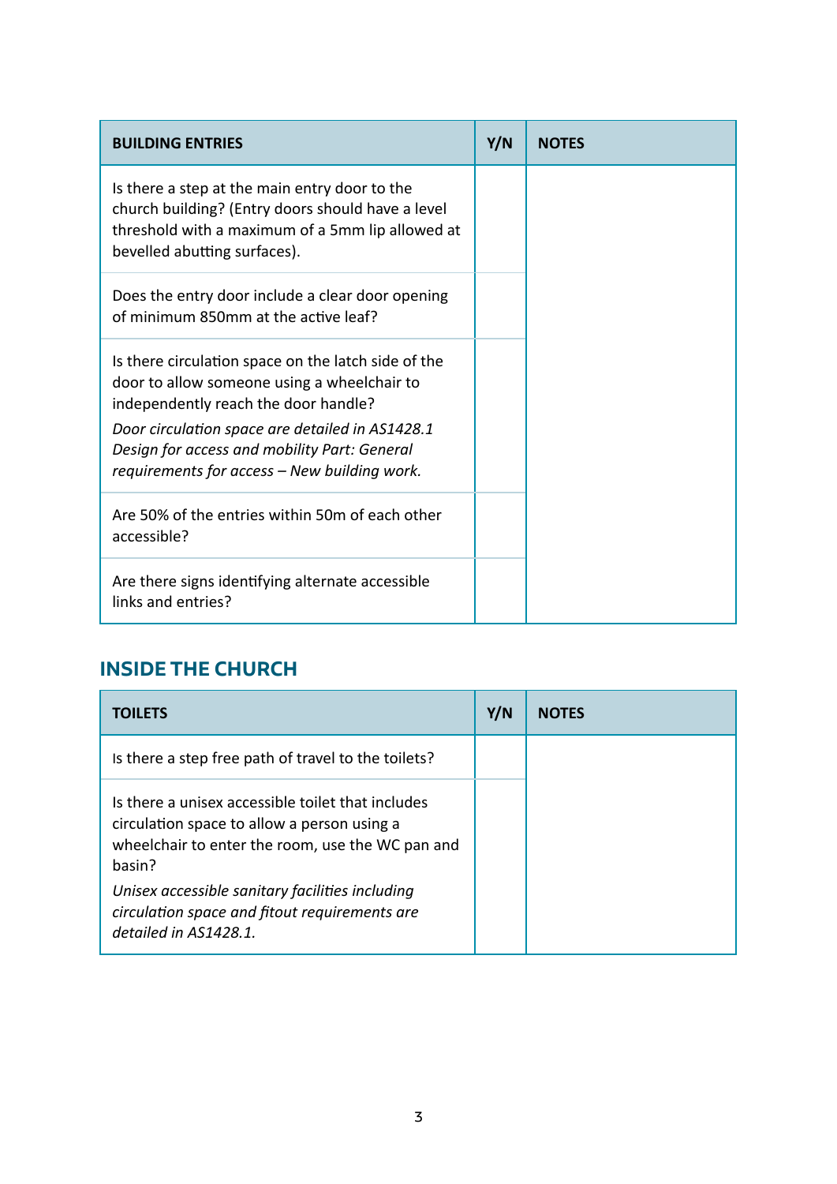| BUILDING ENTRIES | Y/N | NOTES |
|---|---|---|
| Is there a step at the main entry door to the church building? (Entry doors should have a level threshold with a maximum of a 5mm lip allowed at bevelled abutting surfaces). | | |
| Does the entry door include a clear door opening of minimum 850mm at the active leaf? | | |
| Is there circulation space on the latch side of the door to allow someone using a wheelchair to independently reach the door handle?<br>*Door circulation space are detailed in AS1428.1 Design for access and mobility Part: General requirements for access – New building work.* | | |
| Are 50% of the entries within 50m of each other accessible? | | |
| Are there signs identifying alternate accessible links and entries? | | |

## INSIDE THE CHURCH

| TOILETS | Y/N | NOTES |
|---|---|---|
| Is there a step free path of travel to the toilets? | | |
| Is there a unisex accessible toilet that includes circulation space to allow a person using a wheelchair to enter the room, use the WC pan and basin?<br>*Unisex accessible sanitary facilities including circulation space and fitout requirements are detailed in AS1428.1.* | | |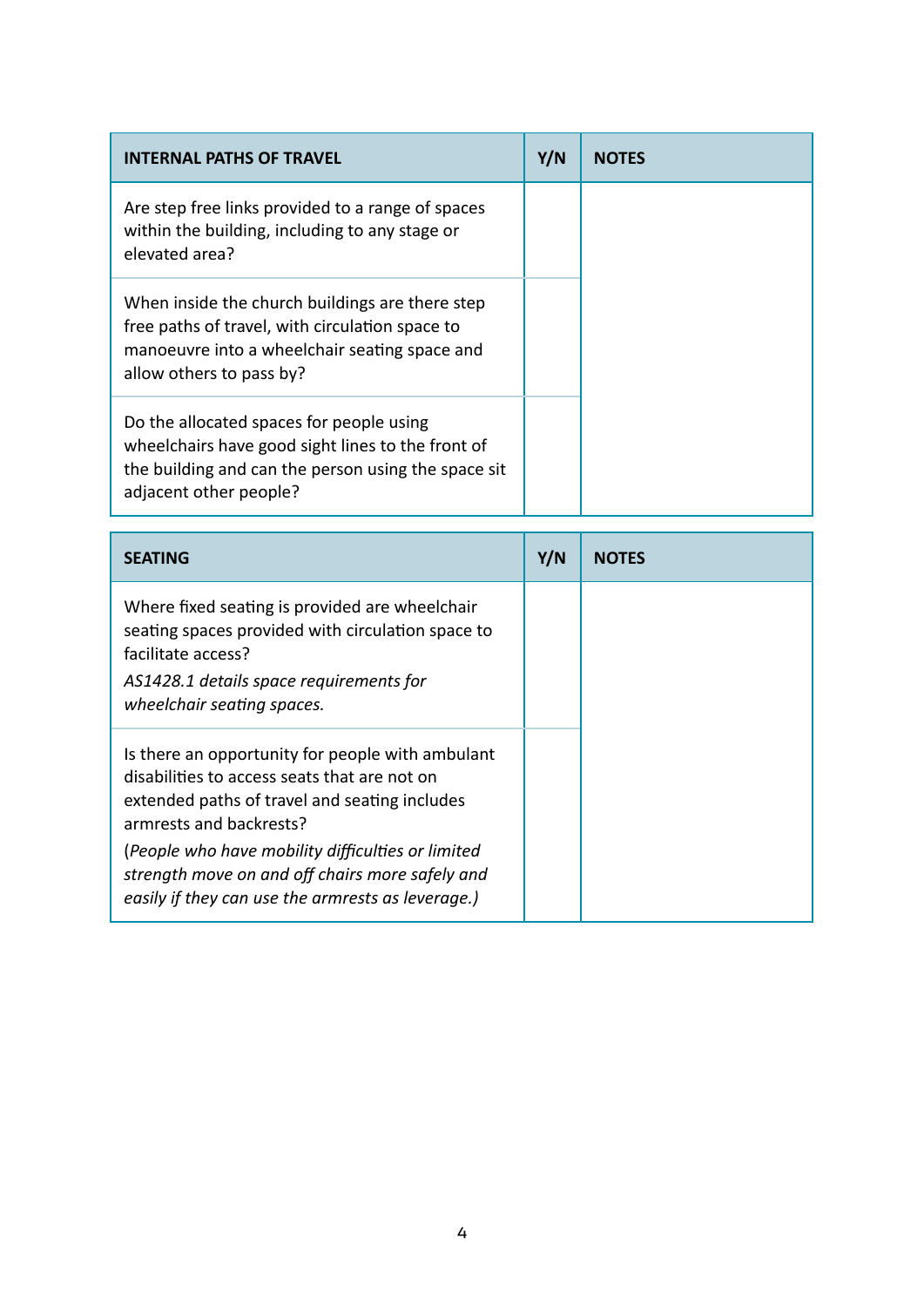| INTERNAL PATHS OF TRAVEL | Y/N | NOTES |
| --- | --- | --- |
| Are step free links provided to a range of spaces within the building, including to any stage or elevated area? | | |
| When inside the church buildings are there step free paths of travel, with circulation space to manoeuvre into a wheelchair seating space and allow others to pass by? | | |
| Do the allocated spaces for people using wheelchairs have good sight lines to the front of the building and can the person using the space sit adjacent other people? | | |

| SEATING | Y/N | NOTES |
| --- | --- | --- |
| Where fixed seating is provided are wheelchair seating spaces provided with circulation space to facilitate access? *AS1428.1 details space requirements for wheelchair seating spaces.* | | |
| Is there an opportunity for people with ambulant disabilities to access seats that are not on extended paths of travel and seating includes armrests and backrests? (*People who have mobility difficulties or limited strength move on and off chairs more safely and easily if they can use the armrests as leverage.)* | | |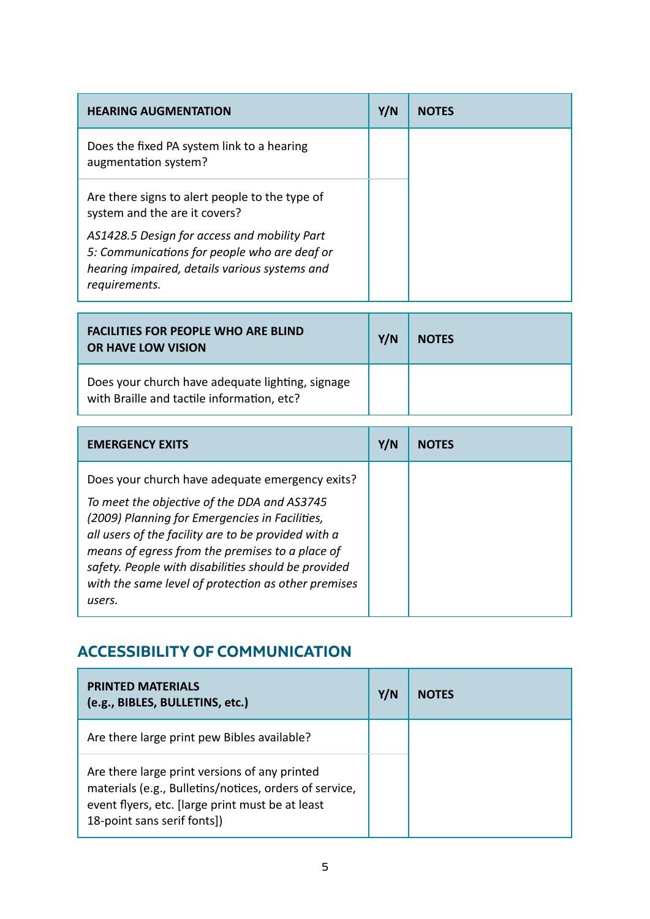| HEARING AUGMENTATION | Y/N | NOTES |
| --- | --- | --- |
| Does the fixed PA system link to a hearing augmentation system? | | |
| Are there signs to alert people to the type of system and the are it covers?<br>*AS1428.5 Design for access and mobility Part 5: Communications for people who are deaf or hearing impaired, details various systems and requirements.* | | |

| FACILITIES FOR PEOPLE WHO ARE BLIND OR HAVE LOW VISION | Y/N | NOTES |
| --- | --- | --- |
| Does your church have adequate lighting, signage with Braille and tactile information, etc? | | |

| EMERGENCY EXITS | Y/N | NOTES |
| --- | --- | --- |
| Does your church have adequate emergency exits?<br>*To meet the objective of the DDA and AS3745 (2009) Planning for Emergencies in Facilities, all users of the facility are to be provided with a means of egress from the premises to a place of safety. People with disabilities should be provided with the same level of protection as other premises users.* | | |

## ACCESSIBILITY OF COMMUNICATION

| PRINTED MATERIALS (e.g., BIBLES, BULLETINS, etc.) | Y/N | NOTES |
| --- | --- | --- |
| Are there large print pew Bibles available? | | |
| Are there large print versions of any printed materials (e.g., Bulletins/notices, orders of service, event flyers, etc. [large print must be at least 18-point sans serif fonts]) | | |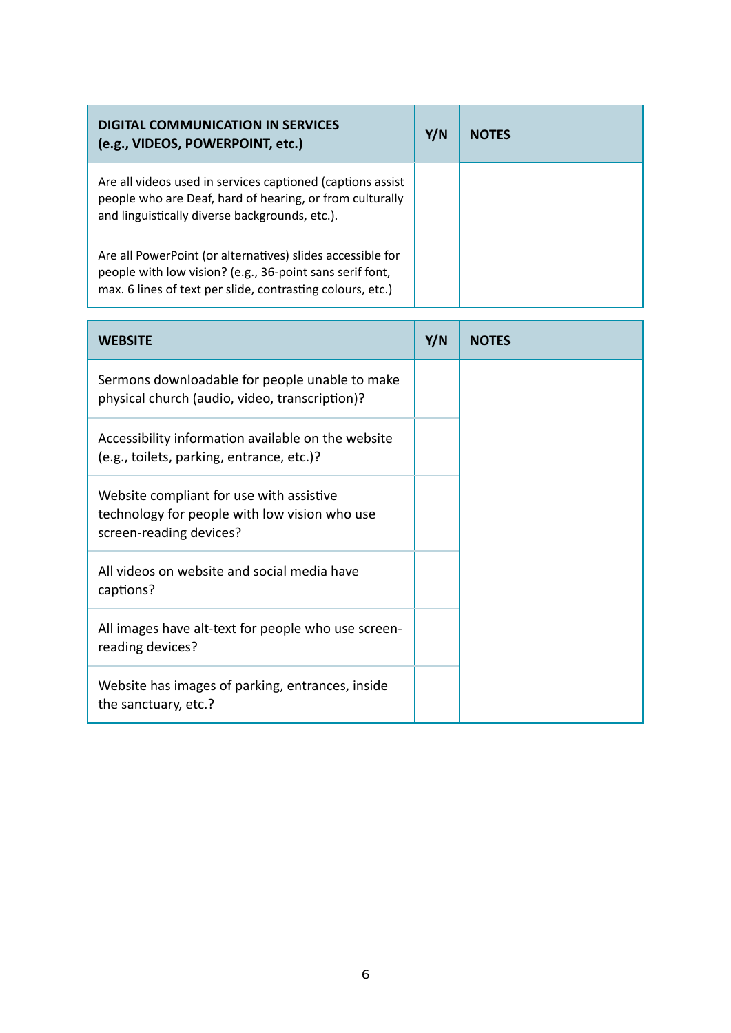| DIGITAL COMMUNICATION IN SERVICES (e.g., VIDEOS, POWERPOINT, etc.) | Y/N | NOTES |
|---|---|---|
| Are all videos used in services captioned (captions assist people who are Deaf, hard of hearing, or from culturally and linguistically diverse backgrounds, etc.). | | |
| Are all PowerPoint (or alternatives) slides accessible for people with low vision? (e.g., 36-point sans serif font, max. 6 lines of text per slide, contrasting colours, etc.) | | |

| WEBSITE | Y/N | NOTES |
|---|---|---|
| Sermons downloadable for people unable to make physical church (audio, video, transcription)? | | |
| Accessibility information available on the website (e.g., toilets, parking, entrance, etc.)? | | |
| Website compliant for use with assistive technology for people with low vision who use screen-reading devices? | | |
| All videos on website and social media have captions? | | |
| All images have alt-text for people who use screen-reading devices? | | |
| Website has images of parking, entrances, inside the sanctuary, etc.? | | |